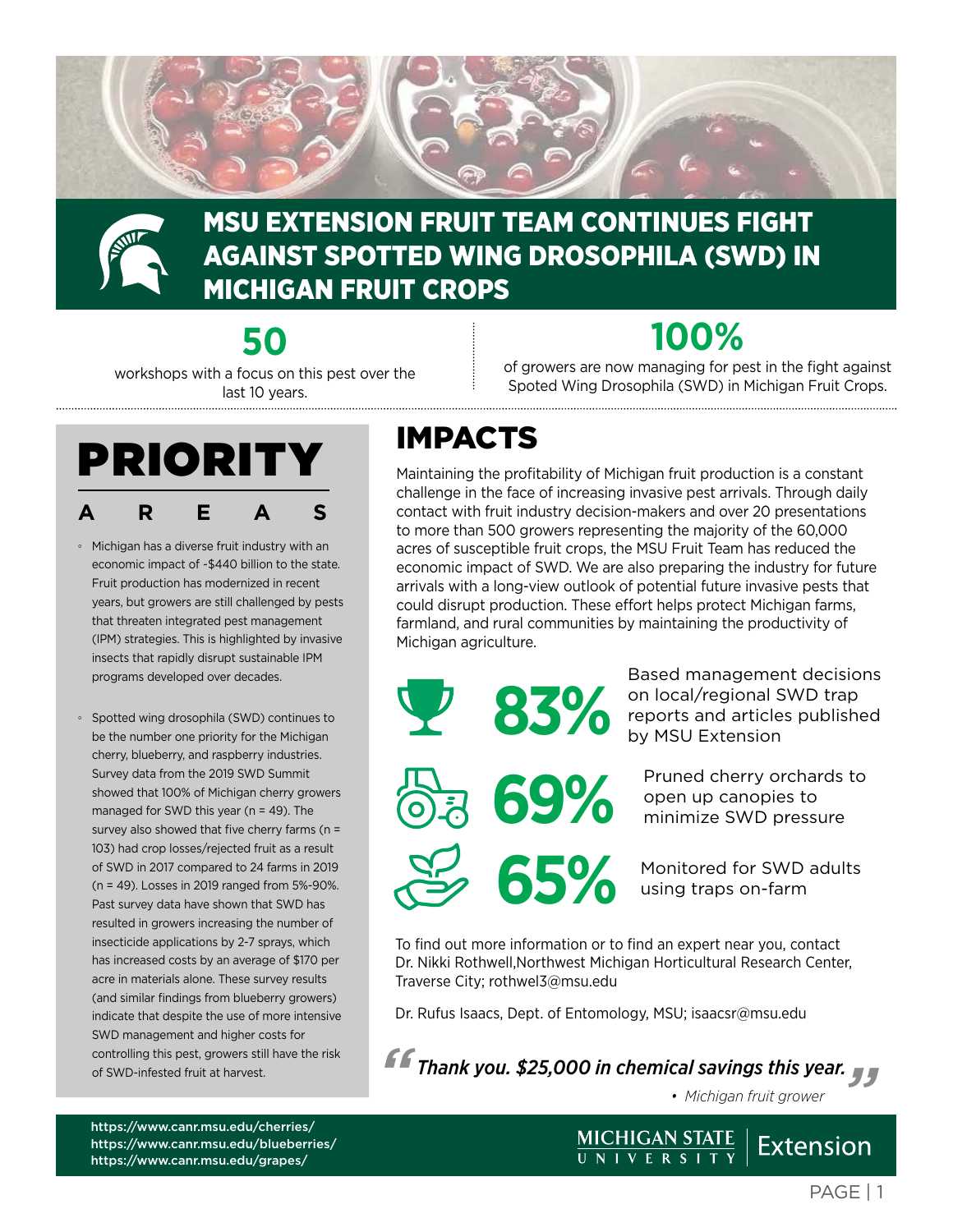# MSU EXTENSION FRUIT TEAM CONTINUES FIGHT AGAINST SPOTTED WING DROSOPHILA (SWD) IN MICHIGAN FRUIT CROPS

**50**

workshops with a focus on this pest over the last 10 years.

**100%**

of growers are now managing for pest in the fight against Spoted Wing Drosophila (SWD) in Michigan Fruit Crops.

## PRIORITY AREAS

- Michigan has a diverse fruit industry with an economic impact of -$440 billion to the state. Fruit production has modernized in recent years, but growers are still challenged by pests that threaten integrated pest management (IPM) strategies. This is highlighted by invasive insects that rapidly disrupt sustainable IPM programs developed over decades.
- Spotted wing drosophila (SWD) continues to be the number one priority for the Michigan cherry, blueberry, and raspberry industries. Survey data from the 2019 SWD Summit showed that 100% of Michigan cherry growers managed for SWD this year (n = 49). The survey also showed that five cherry farms (n = 103) had crop losses/rejected fruit as a result of SWD in 2017 compared to 24 farms in 2019 (n = 49). Losses in 2019 ranged from 5%-90%. Past survey data have shown that SWD has resulted in growers increasing the number of insecticide applications by 2-7 sprays, which has increased costs by an average of $170 per acre in materials alone. These survey results (and similar findings from blueberry growers) indicate that despite the use of more intensive SWD management and higher costs for controlling this pest, growers still have the risk of SWD-infested fruit at harvest.

## IMPACTS

Maintaining the profitability of Michigan fruit production is a constant challenge in the face of increasing invasive pest arrivals. Through daily contact with fruit industry decision-makers and over 20 presentations to more than 500 growers representing the majority of the 60,000 acres of susceptible fruit crops, the MSU Fruit Team has reduced the economic impact of SWD. We are also preparing the industry for future arrivals with a long-view outlook of potential future invasive pests that could disrupt production. These effort helps protect Michigan farms, farmland, and rural communities by maintaining the productivity of Michigan agriculture.

**83%** Based management decisions on local/regional SWD trap reports and articles published by MSU Extension

**69%** Pruned cherry orchards to open up canopies to minimize SWD pressure

**65%** Monitored for SWD adults using traps on-farm

To find out more information or to find an expert near you, contact Dr. Nikki Rothwell,Northwest Michigan Horticultural Research Center, Traverse City; rothwel3@msu.edu

Dr. Rufus Isaacs, Dept. of Entomology, MSU; isaacsr@msu.edu

> *"Thank you. $25,000 in chemical savings this year."*
>
> *• Michigan fruit grower*

https://www.canr.msu.edu/cherries/
https://www.canr.msu.edu/blueberries/
https://www.canr.msu.edu/grapes/

MICHIGAN STATE UNIVERSITY | Extension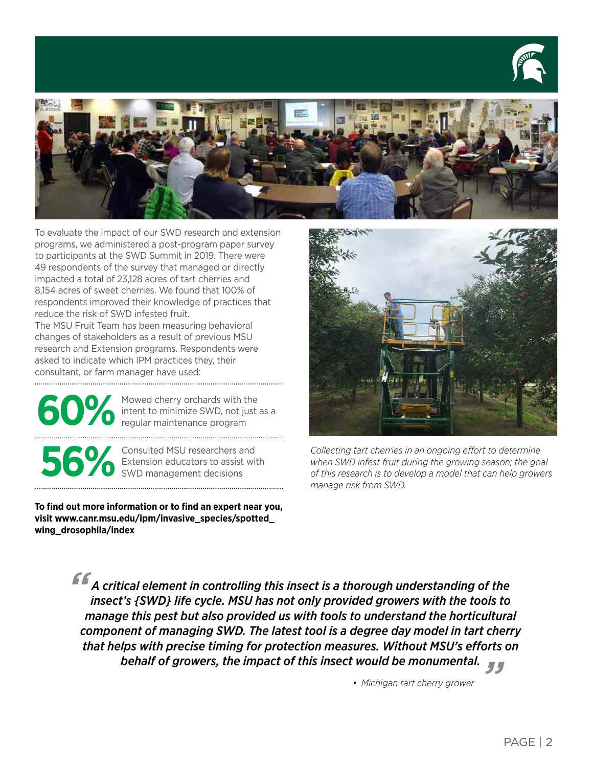To evaluate the impact of our SWD research and extension programs, we administered a post-program paper survey to participants at the SWD Summit in 2019. There were 49 respondents of the survey that managed or directly impacted a total of 23,128 acres of tart cherries and 8,154 acres of sweet cherries. We found that 100% of respondents improved their knowledge of practices that reduce the risk of SWD infested fruit.

The MSU Fruit Team has been measuring behavioral changes of stakeholders as a result of previous MSU research and Extension programs. Respondents were asked to indicate which IPM practices they, their consultant, or farm manager have used:

**60%** Mowed cherry orchards with the intent to minimize SWD, not just as a regular maintenance program

**56%** Consulted MSU researchers and Extension educators to assist with SWD management decisions

**To find out more information or to find an expert near you, visit www.canr.msu.edu/ipm/invasive_species/spotted_wing_drosophila/index**

*Collecting tart cherries in an ongoing effort to determine when SWD infest fruit during the growing season; the goal of this research is to develop a model that can help growers manage risk from SWD.*

> ***"A critical element in controlling this insect is a thorough understanding of the insect's {SWD} life cycle. MSU has not only provided growers with the tools to manage this pest but also provided us with tools to understand the horticultural component of managing SWD. The latest tool is a degree day model in tart cherry that helps with precise timing for protection measures. Without MSU's efforts on behalf of growers, the impact of this insect would be monumental."***
>
> *• Michigan tart cherry grower*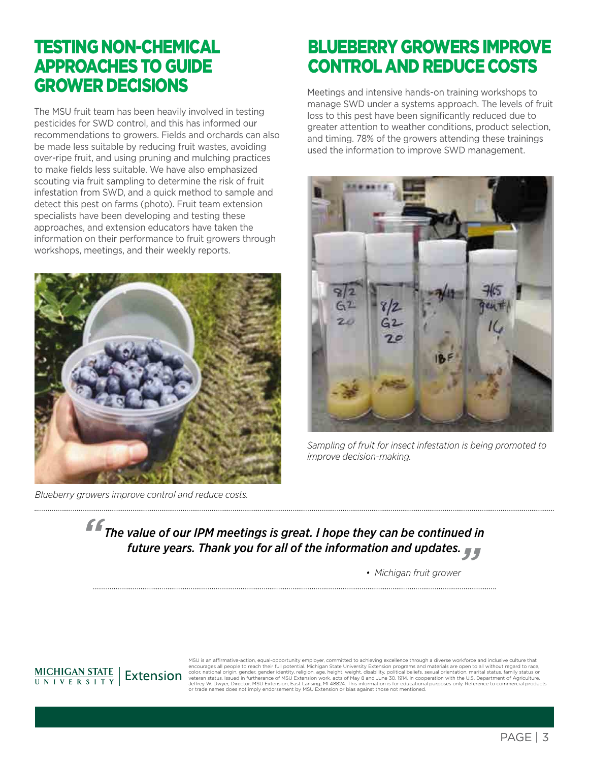## TESTING NON-CHEMICAL APPROACHES TO GUIDE GROWER DECISIONS

The MSU fruit team has been heavily involved in testing pesticides for SWD control, and this has informed our recommendations to growers. Fields and orchards can also be made less suitable by reducing fruit wastes, avoiding over-ripe fruit, and using pruning and mulching practices to make fields less suitable. We have also emphasized scouting via fruit sampling to determine the risk of fruit infestation from SWD, and a quick method to sample and detect this pest on farms (photo). Fruit team extension specialists have been developing and testing these approaches, and extension educators have taken the information on their performance to fruit growers through workshops, meetings, and their weekly reports.

*Blueberry growers improve control and reduce costs.*

## BLUEBERRY GROWERS IMPROVE CONTROL AND REDUCE COSTS

Meetings and intensive hands-on training workshops to manage SWD under a systems approach. The levels of fruit loss to this pest have been significantly reduced due to greater attention to weather conditions, product selection, and timing. 78% of the growers attending these trainings used the information to improve SWD management.

*Sampling of fruit for insect infestation is being promoted to improve decision-making.*

> ***"The value of our IPM meetings is great. I hope they can be continued in future years. Thank you for all of the information and updates."***
>
> *• Michigan fruit grower*

MICHIGAN STATE UNIVERSITY | Extension

MSU is an affirmative-action, equal-opportunity employer, committed to achieving excellence through a diverse workforce and inclusive culture that encourages all people to reach their full potential. Michigan State University Extension programs and materials are open to all without regard to race, color, national origin, gender, gender identity, religion, age, height, weight, disability, political beliefs, sexual orientation, marital status, family status or veteran status. Issued in furtherance of MSU Extension work, acts of May 8 and June 30, 1914, in cooperation with the U.S. Department of Agriculture. Jeffrey W. Dwyer, Director, MSU Extension, East Lansing, MI 48824. This information is for educational purposes only. Reference to commercial products or trade names does not imply endorsement by MSU Extension or bias against those not mentioned.